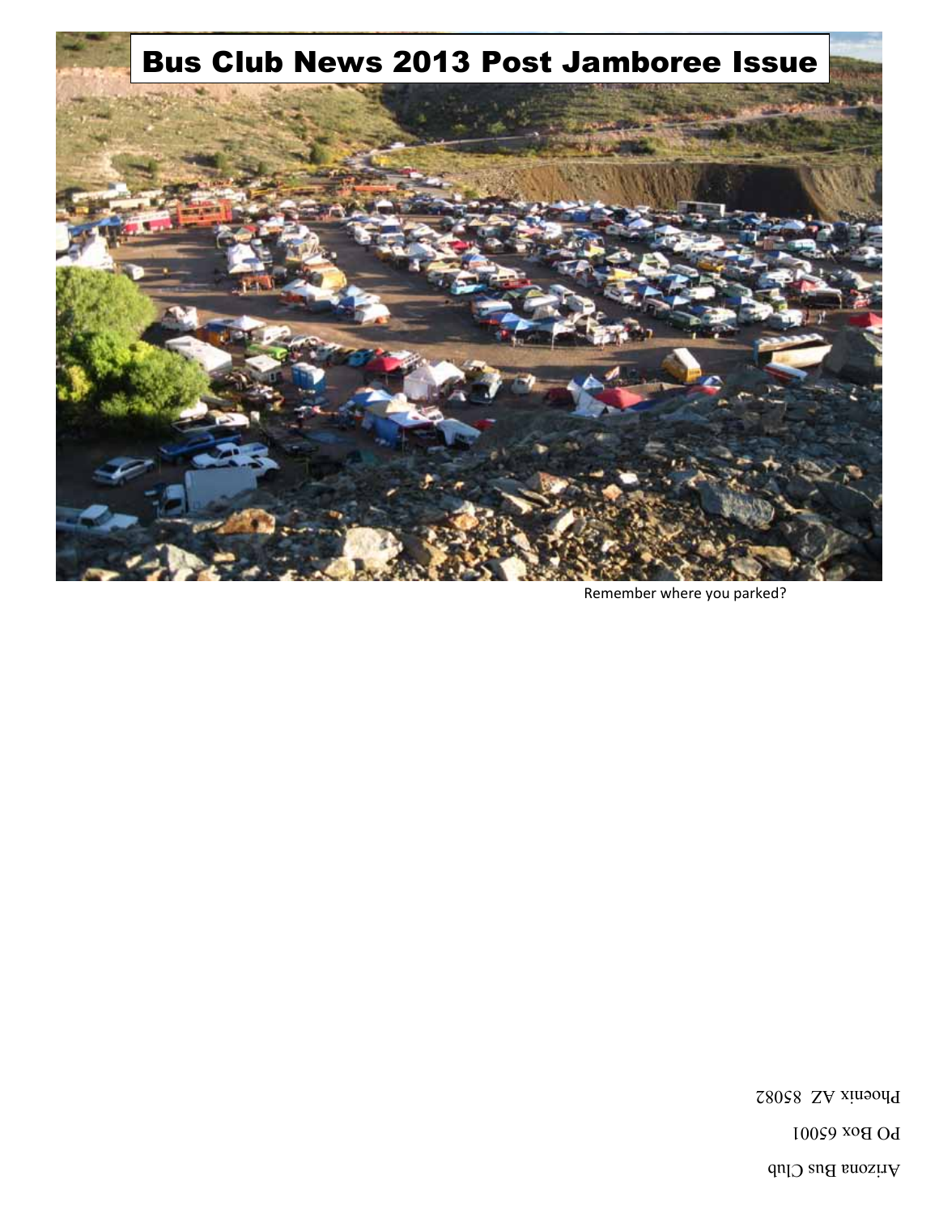# Bus Club News 2013 Post Jamboree Issue

Remember where you parked?

Arizona Bus Club

PO Box 65001

Phoenix AZ 85082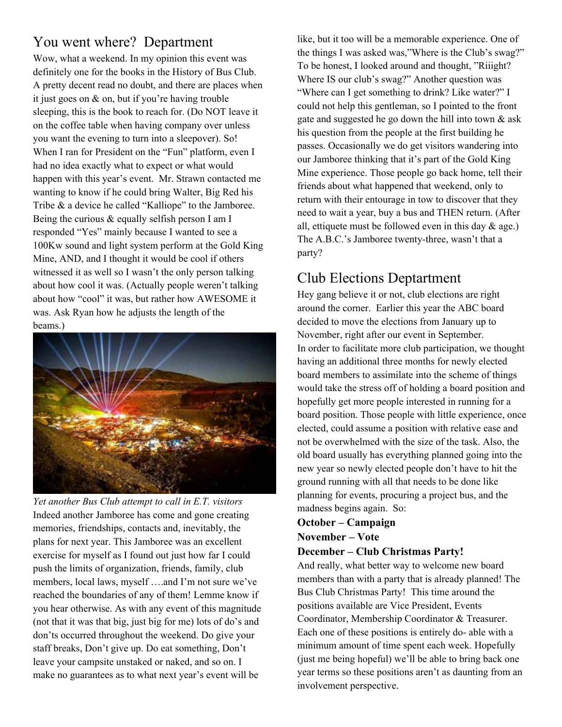## You went where? Department

Wow, what a weekend. In my opinion this event was definitely one for the books in the History of Bus Club. A pretty decent read no doubt, and there are places when it just goes on & on, but if you're having trouble sleeping, this is the book to reach for. (Do NOT leave it on the coffee table when having company over unless you want the evening to turn into a sleepover). So! When I ran for President on the "Fun" platform, even I had no idea exactly what to expect or what would happen with this year's event. Mr. Strawn contacted me wanting to know if he could bring Walter, Big Red his Tribe & a device he called "Kalliope" to the Jamboree. Being the curious & equally selfish person I am I responded "Yes" mainly because I wanted to see a 100Kw sound and light system perform at the Gold King Mine, AND, and I thought it would be cool if others witnessed it as well so I wasn't the only person talking about how cool it was. (Actually people weren't talking about how "cool" it was, but rather how AWESOME it was. Ask Ryan how he adjusts the length of the beams.)

*Yet another Bus Club attempt to call in E.T. visitors*

Indeed another Jamboree has come and gone creating memories, friendships, contacts and, inevitably, the plans for next year. This Jamboree was an excellent exercise for myself as I found out just how far I could push the limits of organization, friends, family, club members, local laws, myself ….and I'm not sure we've reached the boundaries of any of them! Lemme know if you hear otherwise. As with any event of this magnitude (not that it was that big, just big for me) lots of do's and don'ts occurred throughout the weekend. Do give your staff breaks, Don't give up. Do eat something, Don't leave your campsite unstaked or naked, and so on. I make no guarantees as to what next year's event will be like, but it too will be a memorable experience. One of the things I was asked was,"Where is the Club's swag?" To be honest, I looked around and thought, "Riiight? Where IS our club's swag?" Another question was "Where can I get something to drink? Like water?" I could not help this gentleman, so I pointed to the front gate and suggested he go down the hill into town & ask his question from the people at the first building he passes. Occasionally we do get visitors wandering into our Jamboree thinking that it's part of the Gold King Mine experience. Those people go back home, tell their friends about what happened that weekend, only to return with their entourage in tow to discover that they need to wait a year, buy a bus and THEN return. (After all, ettiquete must be followed even in this day & age.) The A.B.C.'s Jamboree twenty-three, wasn't that a party?

## Club Elections Deptartment

Hey gang believe it or not, club elections are right around the corner. Earlier this year the ABC board decided to move the elections from January up to November, right after our event in September. In order to facilitate more club participation, we thought having an additional three months for newly elected board members to assimilate into the scheme of things would take the stress off of holding a board position and hopefully get more people interested in running for a board position. Those people with little experience, once elected, could assume a position with relative ease and not be overwhelmed with the size of the task. Also, the old board usually has everything planned going into the new year so newly elected people don't have to hit the ground running with all that needs to be done like planning for events, procuring a project bus, and the madness begins again. So:

**October – Campaign**
**November – Vote**
**December – Club Christmas Party!**

And really, what better way to welcome new board members than with a party that is already planned! The Bus Club Christmas Party! This time around the positions available are Vice President, Events Coordinator, Membership Coordinator & Treasurer. Each one of these positions is entirely do- able with a minimum amount of time spent each week. Hopefully (just me being hopeful) we'll be able to bring back one year terms so these positions aren't as daunting from an involvement perspective.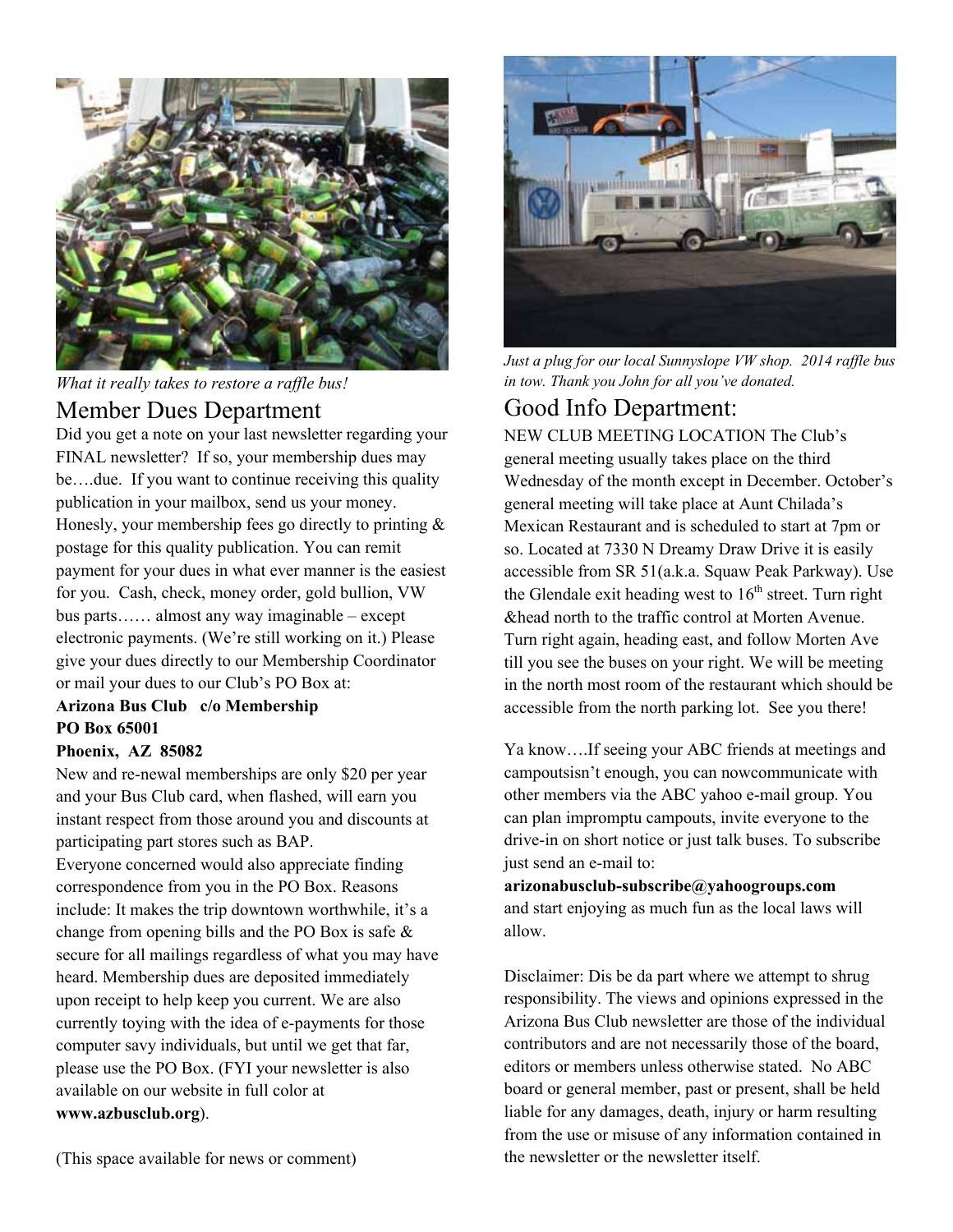*What it really takes to restore a raffle bus!*

## Member Dues Department

Did you get a note on your last newsletter regarding your FINAL newsletter? If so, your membership dues may be….due. If you want to continue receiving this quality publication in your mailbox, send us your money. Honesly, your membership fees go directly to printing & postage for this quality publication. You can remit payment for your dues in what ever manner is the easiest for you. Cash, check, money order, gold bullion, VW bus parts…… almost any way imaginable – except electronic payments. (We're still working on it.) Please give your dues directly to our Membership Coordinator or mail your dues to our Club's PO Box at:

**Arizona Bus Club c/o Membership**
**PO Box 65001**
**Phoenix, AZ 85082**

New and re-newal memberships are only $20 per year and your Bus Club card, when flashed, will earn you instant respect from those around you and discounts at participating part stores such as BAP.

Everyone concerned would also appreciate finding correspondence from you in the PO Box. Reasons include: It makes the trip downtown worthwhile, it's a change from opening bills and the PO Box is safe & secure for all mailings regardless of what you may have heard. Membership dues are deposited immediately upon receipt to help keep you current. We are also currently toying with the idea of e-payments for those computer savy individuals, but until we get that far, please use the PO Box. (FYI your newsletter is also available on our website in full color at **www.azbusclub.org**).

(This space available for news or comment)

*Just a plug for our local Sunnyslope VW shop. 2014 raffle bus in tow. Thank you John for all you've donated.*

## Good Info Department:

NEW CLUB MEETING LOCATION The Club's general meeting usually takes place on the third Wednesday of the month except in December. October's general meeting will take place at Aunt Chilada's Mexican Restaurant and is scheduled to start at 7pm or so. Located at 7330 N Dreamy Draw Drive it is easily accessible from SR 51(a.k.a. Squaw Peak Parkway). Use the Glendale exit heading west to 16th street. Turn right &head north to the traffic control at Morten Avenue. Turn right again, heading east, and follow Morten Ave till you see the buses on your right. We will be meeting in the north most room of the restaurant which should be accessible from the north parking lot. See you there!

Ya know….If seeing your ABC friends at meetings and campoutsisn't enough, you can nowcommunicate with other members via the ABC yahoo e-mail group. You can plan impromptu campouts, invite everyone to the drive-in on short notice or just talk buses. To subscribe just send an e-mail to:

**arizonabusclub-subscribe@yahoogroups.com**
and start enjoying as much fun as the local laws will allow.

Disclaimer: Dis be da part where we attempt to shrug responsibility. The views and opinions expressed in the Arizona Bus Club newsletter are those of the individual contributors and are not necessarily those of the board, editors or members unless otherwise stated. No ABC board or general member, past or present, shall be held liable for any damages, death, injury or harm resulting from the use or misuse of any information contained in the newsletter or the newsletter itself.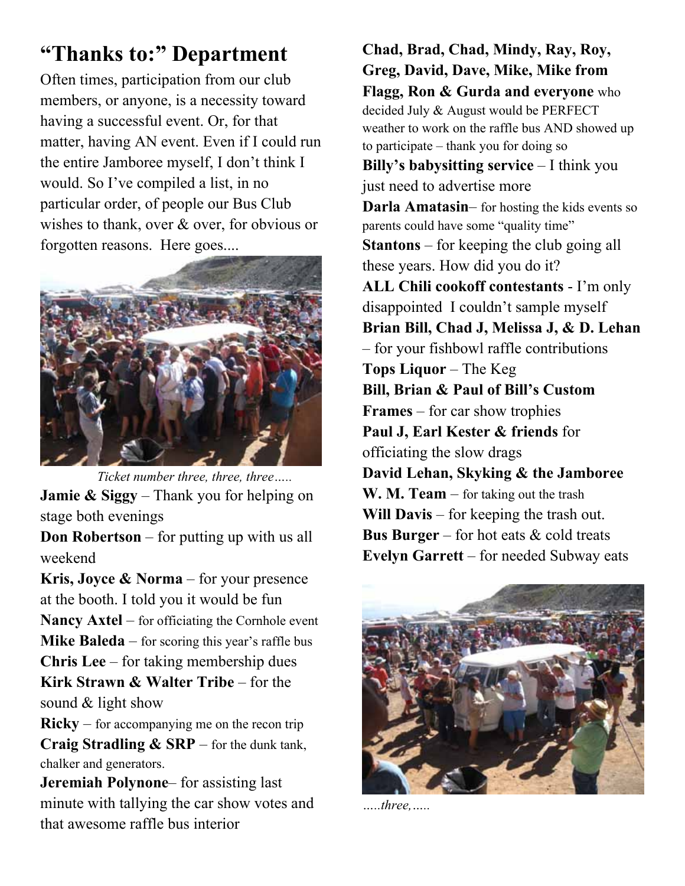# "Thanks to:" Department

Often times, participation from our club members, or anyone, is a necessity toward having a successful event. Or, for that matter, having AN event. Even if I could run the entire Jamboree myself, I don't think I would. So I've compiled a list, in no particular order, of people our Bus Club wishes to thank, over & over, for obvious or forgotten reasons. Here goes....

*Ticket number three, three, three…..*

**Jamie & Siggy** – Thank you for helping on stage both evenings

**Don Robertson** – for putting up with us all weekend

**Kris, Joyce & Norma** – for your presence at the booth. I told you it would be fun

**Nancy Axtel** – for officiating the Cornhole event

**Mike Baleda** – for scoring this year's raffle bus

**Chris Lee** – for taking membership dues

**Kirk Strawn & Walter Tribe** – for the sound & light show

**Ricky** – for accompanying me on the recon trip

**Craig Stradling & SRP** – for the dunk tank, chalker and generators.

**Jeremiah Polynone**– for assisting last minute with tallying the car show votes and that awesome raffle bus interior

**Chad, Brad, Chad, Mindy, Ray, Roy, Greg, David, Dave, Mike, Mike from Flagg, Ron & Gurda and everyone** who decided July & August would be PERFECT weather to work on the raffle bus AND showed up to participate – thank you for doing so

**Billy's babysitting service** – I think you just need to advertise more

**Darla Amatasin**– for hosting the kids events so parents could have some "quality time"

**Stantons** – for keeping the club going all these years. How did you do it?

**ALL Chili cookoff contestants** - I'm only disappointed I couldn't sample myself

**Brian Bill, Chad J, Melissa J, & D. Lehan** – for your fishbowl raffle contributions

**Tops Liquor** – The Keg

**Bill, Brian & Paul of Bill's Custom Frames** – for car show trophies

**Paul J, Earl Kester & friends** for officiating the slow drags

**David Lehan, Skyking & the Jamboree W. M. Team** – for taking out the trash

**Will Davis** – for keeping the trash out.

**Bus Burger** – for hot eats & cold treats

**Evelyn Garrett** – for needed Subway eats

*…..three,…..*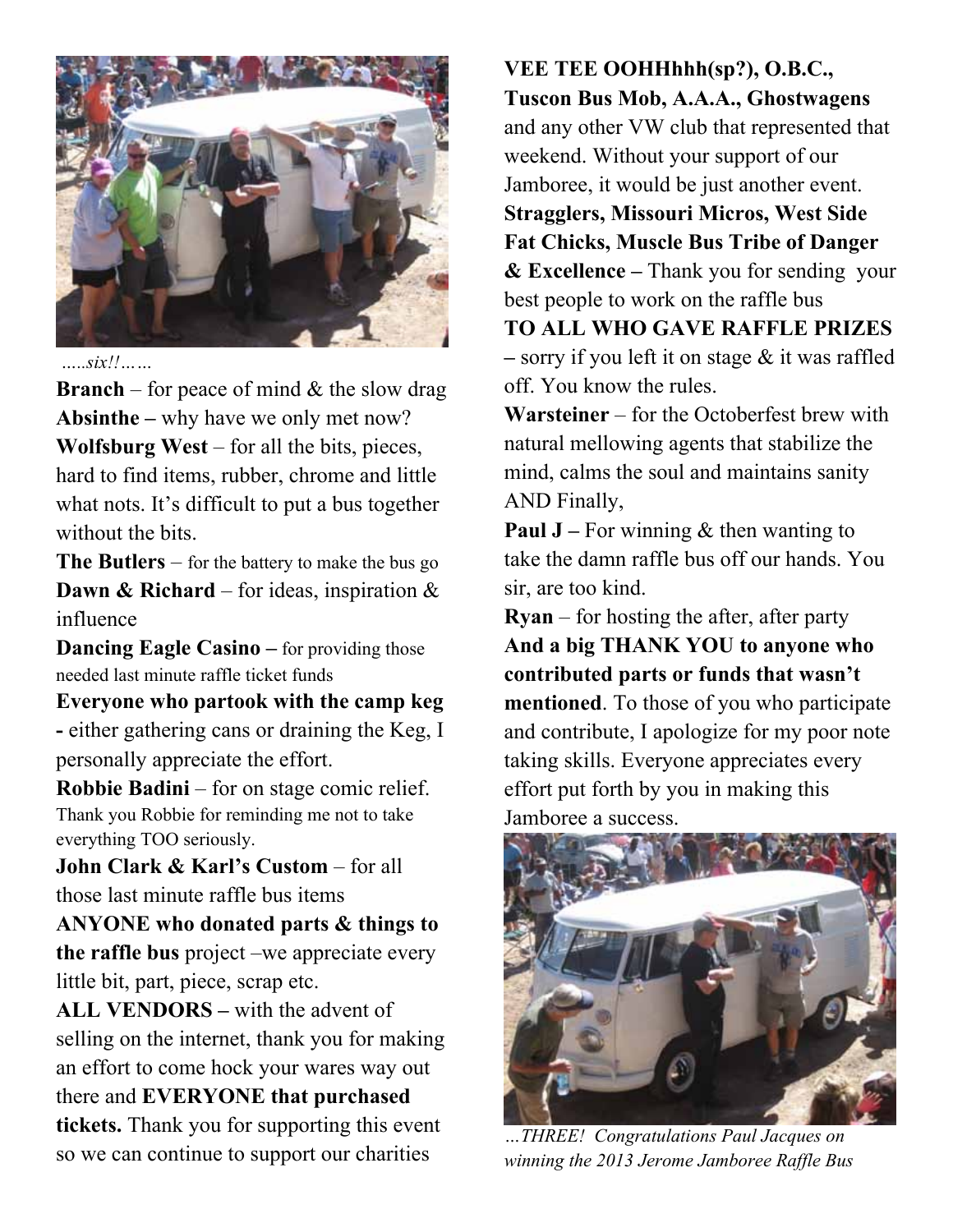*.....six!!……*

**Branch** – for peace of mind & the slow drag
**Absinthe –** why have we only met now?
**Wolfsburg West** – for all the bits, pieces, hard to find items, rubber, chrome and little what nots. It's difficult to put a bus together without the bits.
**The Butlers** – for the battery to make the bus go
**Dawn & Richard** – for ideas, inspiration & influence
**Dancing Eagle Casino –** for providing those needed last minute raffle ticket funds
**Everyone who partook with the camp keg -** either gathering cans or draining the Keg, I personally appreciate the effort.
**Robbie Badini** – for on stage comic relief. Thank you Robbie for reminding me not to take everything TOO seriously.
**John Clark & Karl's Custom** – for all those last minute raffle bus items
**ANYONE who donated parts & things to the raffle bus** project –we appreciate every little bit, part, piece, scrap etc.
**ALL VENDORS –** with the advent of selling on the internet, thank you for making an effort to come hock your wares way out there and **EVERYONE that purchased tickets.** Thank you for supporting this event so we can continue to support our charities
**VEE TEE OOHHhhh(sp?), O.B.C., Tuscon Bus Mob, A.A.A., Ghostwagens** and any other VW club that represented that weekend. Without your support of our Jamboree, it would be just another event.
**Stragglers, Missouri Micros, West Side Fat Chicks, Muscle Bus Tribe of Danger & Excellence –** Thank you for sending your best people to work on the raffle bus
**TO ALL WHO GAVE RAFFLE PRIZES –** sorry if you left it on stage & it was raffled off. You know the rules.
**Warsteiner** – for the Octoberfest brew with natural mellowing agents that stabilize the mind, calms the soul and maintains sanity AND Finally,
**Paul J –** For winning & then wanting to take the damn raffle bus off our hands. You sir, are too kind.
**Ryan** – for hosting the after, after party
**And a big THANK YOU to anyone who contributed parts or funds that wasn't mentioned**. To those of you who participate and contribute, I apologize for my poor note taking skills. Everyone appreciates every effort put forth by you in making this Jamboree a success.

*…THREE! Congratulations Paul Jacques on winning the 2013 Jerome Jamboree Raffle Bus*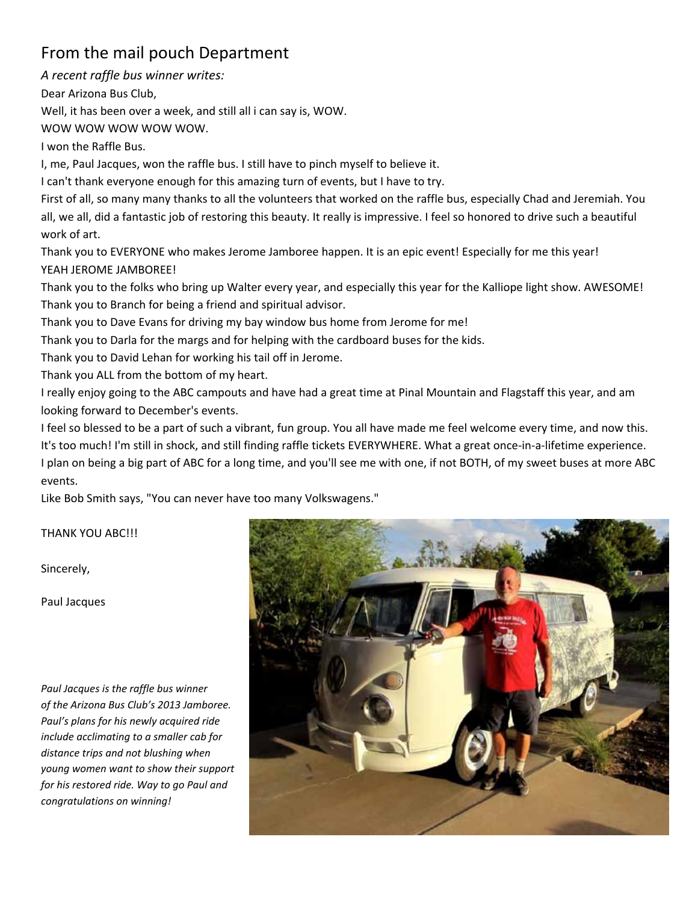# From the mail pouch Department

*A recent raffle bus winner writes:*

Dear Arizona Bus Club,

Well, it has been over a week, and still all i can say is, WOW.

WOW WOW WOW WOW WOW.

I won the Raffle Bus.

I, me, Paul Jacques, won the raffle bus. I still have to pinch myself to believe it.

I can't thank everyone enough for this amazing turn of events, but I have to try.

First of all, so many many thanks to all the volunteers that worked on the raffle bus, especially Chad and Jeremiah. You all, we all, did a fantastic job of restoring this beauty. It really is impressive. I feel so honored to drive such a beautiful work of art.

Thank you to EVERYONE who makes Jerome Jamboree happen. It is an epic event! Especially for me this year!

YEAH JEROME JAMBOREE!

Thank you to the folks who bring up Walter every year, and especially this year for the Kalliope light show. AWESOME!

Thank you to Branch for being a friend and spiritual advisor.

Thank you to Dave Evans for driving my bay window bus home from Jerome for me!

Thank you to Darla for the margs and for helping with the cardboard buses for the kids.

Thank you to David Lehan for working his tail off in Jerome.

Thank you ALL from the bottom of my heart.

I really enjoy going to the ABC campouts and have had a great time at Pinal Mountain and Flagstaff this year, and am looking forward to December's events.

I feel so blessed to be a part of such a vibrant, fun group. You all have made me feel welcome every time, and now this. It's too much! I'm still in shock, and still finding raffle tickets EVERYWHERE. What a great once-in-a-lifetime experience.

I plan on being a big part of ABC for a long time, and you'll see me with one, if not BOTH, of my sweet buses at more ABC events.

Like Bob Smith says, "You can never have too many Volkswagens."

THANK YOU ABC!!!

Sincerely,

Paul Jacques

*Paul Jacques is the raffle bus winner of the Arizona Bus Club's 2013 Jamboree. Paul's plans for his newly acquired ride include acclimating to a smaller cab for distance trips and not blushing when young women want to show their support for his restored ride. Way to go Paul and congratulations on winning!*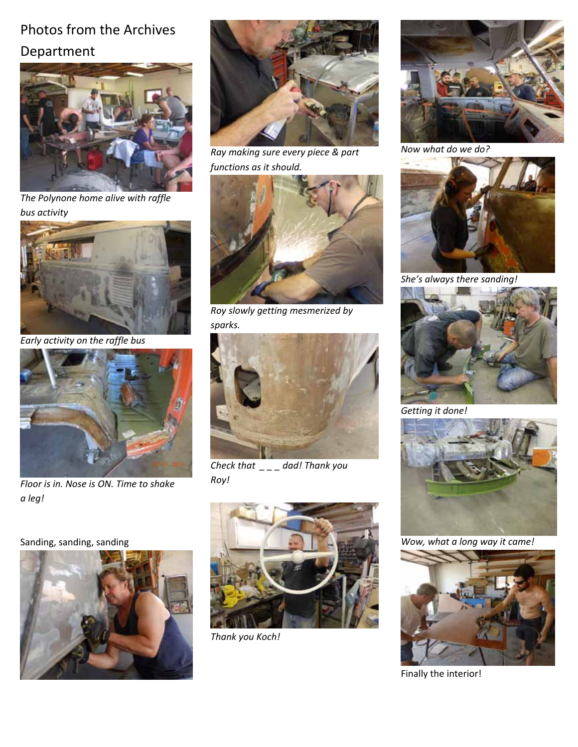# Photos from the Archives Department

*The Polynone home alive with raffle bus activity*

*Early activity on the raffle bus*

*Floor is in. Nose is ON. Time to shake a leg!*

Sanding, sanding, sanding

*Ray making sure every piece & part functions as it should.*

*Roy slowly getting mesmerized by sparks.*

*Check that _ _ _ dad! Thank you Roy!*

*Thank you Koch!*

*Now what do we do?*

*She's always there sanding!*

*Getting it done!*

*Wow, what a long way it came!*

Finally the interior!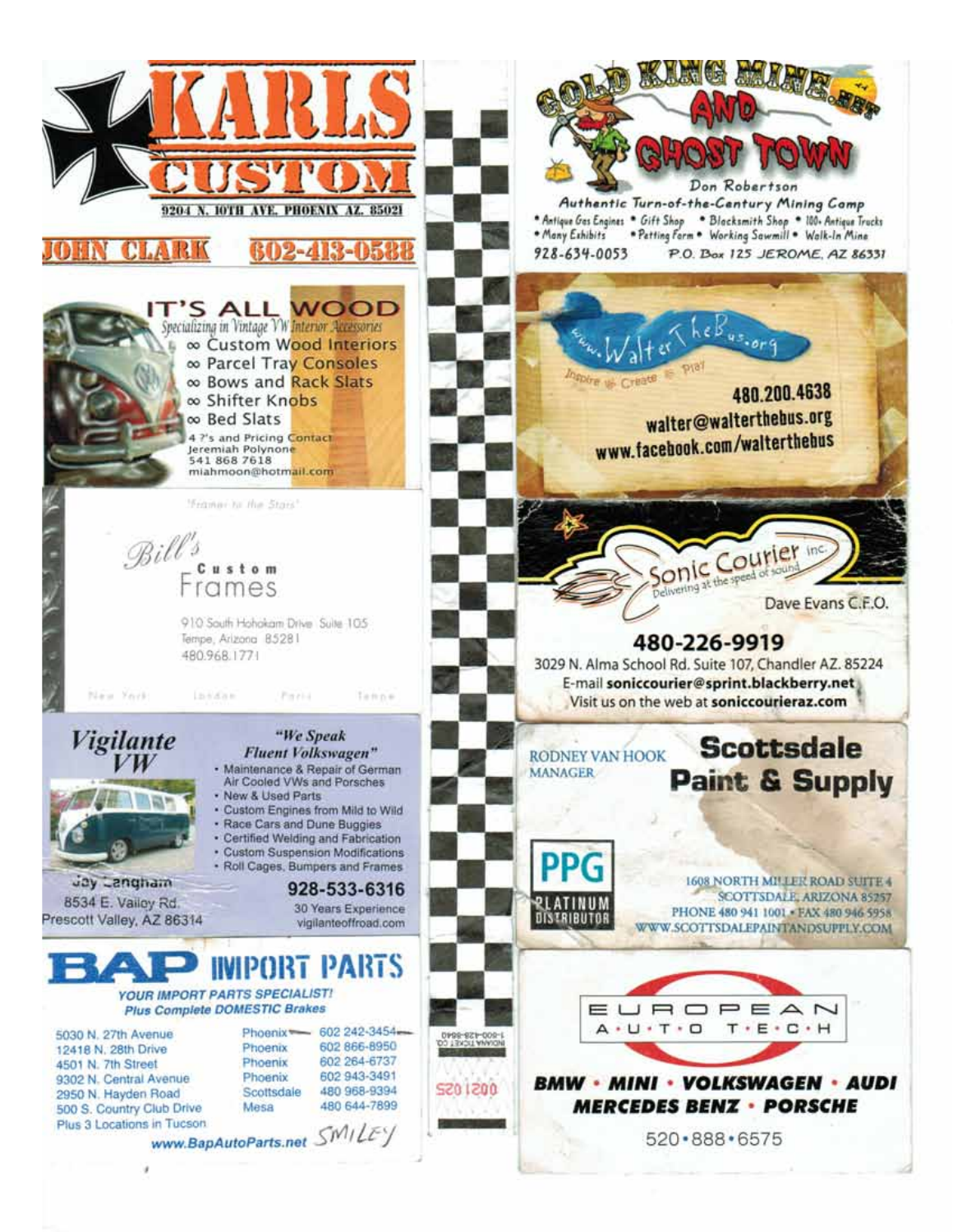# KARLS CUSTOM

9204 N. 10TH AVE. PHOENIX AZ. 85021

JOHN CLARK 602-413-0588

## IT'S ALL WOOD

*Specializing in Vintage VW Interior Accessories*

- ∞ Custom Wood Interiors
- ∞ Parcel Tray Consoles
- ∞ Bows and Rack Slats
- ∞ Shifter Knobs
- ∞ Bed Slats

4 ?'s and Pricing Contact
Jeremiah Polynone
541 868 7618
miahmoon@hotmail.com

## Bill's Custom Frames

'Framer to the Stars'

910 South Hohokam Drive Suite 105
Tempe, Arizona 85281
480.968.1771

New York London Paris Tempe

## Vigilante VW

*"We Speak Fluent Volkswagen"*

- Maintenance & Repair of German Air Cooled VWs and Porsches
- New & Used Parts
- Custom Engines from Mild to Wild
- Race Cars and Dune Buggies
- Certified Welding and Fabrication
- Custom Suspension Modifications
- Roll Cages, Bumpers and Frames

Jay Langham
8534 E. Valley Rd.
Prescott Valley, AZ 86314

928-533-6316
30 Years Experience
vigilanteoffroad.com

## BAP IMPORT PARTS

**YOUR IMPORT PARTS SPECIALIST!**
**Plus Complete DOMESTIC Brakes**

| | | |
|---|---|---|
| 5030 N. 27th Avenue | Phoenix | 602 242-3454 |
| 12418 N. 28th Drive | Phoenix | 602 866-8950 |
| 4501 N. 7th Street | Phoenix | 602 264-6737 |
| 9302 N. Central Avenue | Phoenix | 602 943-3491 |
| 2950 N. Hayden Road | Scottsdale | 480 968-9394 |
| 500 S. Country Club Drive | Mesa | 480 644-7899 |

Plus 3 Locations in Tucson

www.BapAutoParts.net SMILEY

## GOLD KING MINE.NET AND GHOST TOWN

Don Robertson

*Authentic Turn-of-the-Century Mining Camp*

- Antique Gas Engines
- Gift Shop
- Blacksmith Shop
- 100+ Antique Trucks
- Many Exhibits
- Petting Farm
- Working Sawmill
- Walk-In Mine

928-634-0053 P.O. Box 125 JEROME, AZ 86331

## www.WalterTheBus.org

Inspire Create Play

480.200.4638
walter@walterthebus.org
www.facebook.com/walterthebus

## Sonic Courier Inc.

Delivering at the speed of sound

Dave Evans C.F.O.

480-226-9919
3029 N. Alma School Rd. Suite 107, Chandler AZ. 85224
E-mail **soniccourier@sprint.blackberry.net**
Visit us on the web at **soniccourieraz.com**

## Scottsdale Paint & Supply

RODNEY VAN HOOK
MANAGER

PPG PLATINUM DISTRIBUTOR

1608 NORTH MILLER ROAD SUITE 4
SCOTTSDALE, ARIZONA 85257
PHONE 480 941 1001 • FAX 480 946 5958
WWW.SCOTTSDALEPAINTANDSUPPLY.COM

## EUROPEAN AUTO TECH

**BMW • MINI • VOLKSWAGEN • AUDI**
**MERCEDES BENZ • PORSCHE**

520•888•6575